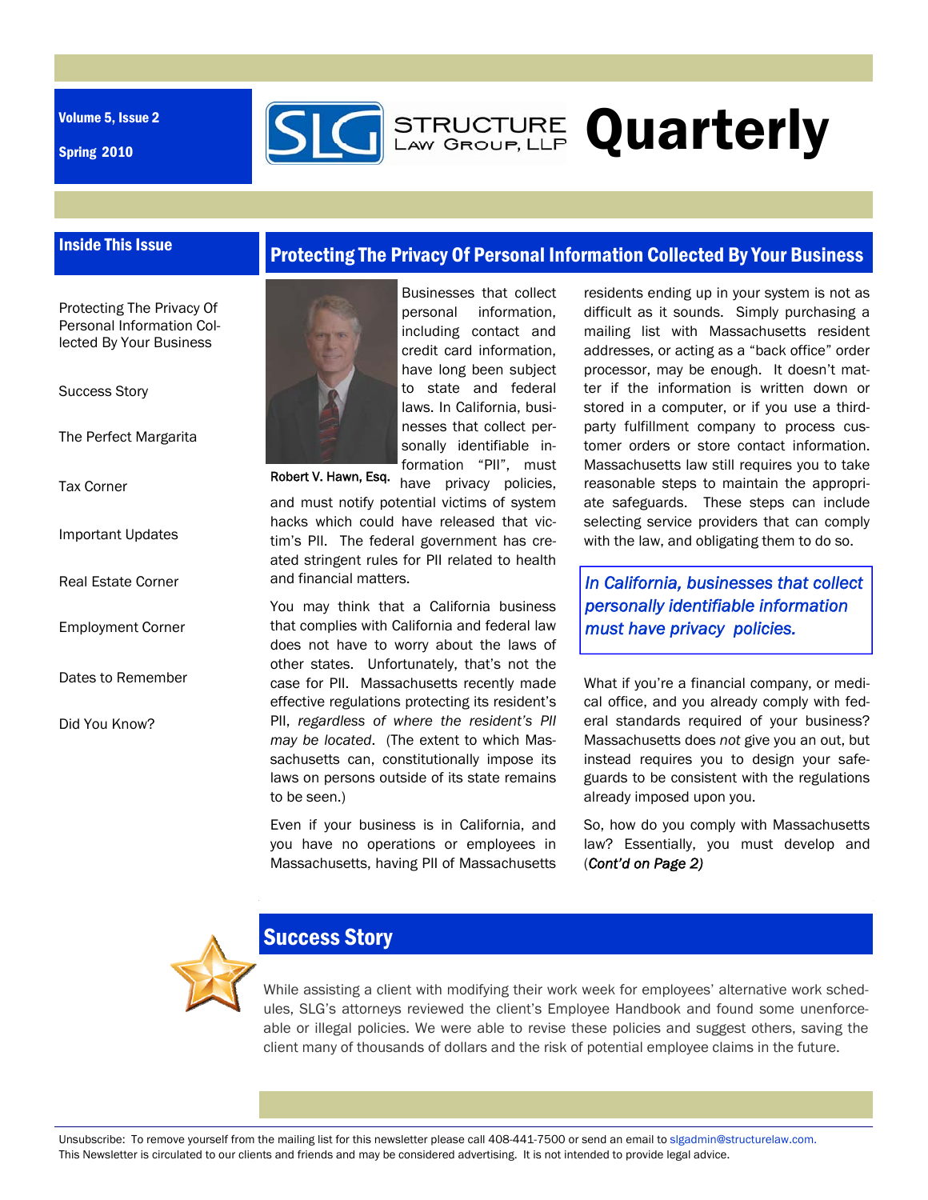Volume 5, Issue 2

Spring 2010

# STRUCTURE LAW GROUP, LLP Quarterly

## Inside This Issue

- Protecting The Privacy Of Personal Information Collected By Your Business
- Success Story
- The Perfect Margarita
- Tax Corner
- Important Updates
- Real Estate Corner
- Employment Corner
- Dates to Remember
- Did You Know?

## Protecting The Privacy Of Personal Information Collected By Your Business

Robert V. Hawn, Esq.

Businesses that collect personal information, including contact and credit card information, have long been subject to state and federal laws. In California, businesses that collect personally identifiable information "PII", must have privacy policies, and must notify potential victims of system hacks which could have released that victim's PII. The federal government has created stringent rules for PII related to health and financial matters.

You may think that a California business that complies with California and federal law does not have to worry about the laws of other states. Unfortunately, that's not the case for PII. Massachusetts recently made effective regulations protecting its resident's PII, *regardless of where the resident's PII may be located*. (The extent to which Massachusetts can, constitutionally impose its laws on persons outside of its state remains to be seen.)

Even if your business is in California, and you have no operations or employees in Massachusetts, having PII of Massachusetts residents ending up in your system is not as difficult as it sounds. Simply purchasing a mailing list with Massachusetts resident addresses, or acting as a "back office" order processor, may be enough. It doesn't matter if the information is written down or stored in a computer, or if you use a third-party fulfillment company to process customer orders or store contact information. Massachusetts law still requires you to take reasonable steps to maintain the appropriate safeguards. These steps can include selecting service providers that can comply with the law, and obligating them to do so.

> *In California, businesses that collect personally identifiable information must have privacy policies.*

What if you're a financial company, or medical office, and you already comply with federal standards required of your business? Massachusetts does *not* give you an out, but instead requires you to design your safeguards to be consistent with the regulations already imposed upon you.

So, how do you comply with Massachusetts law? Essentially, you must develop and (*Cont'd on Page 2)*

## Success Story

While assisting a client with modifying their work week for employees' alternative work schedules, SLG's attorneys reviewed the client's Employee Handbook and found some unenforceable or illegal policies. We were able to revise these policies and suggest others, saving the client many of thousands of dollars and the risk of potential employee claims in the future.

Unsubscribe: To remove yourself from the mailing list for this newsletter please call 408-441-7500 or send an email to slgadmin@structurelaw.com.
This Newsletter is circulated to our clients and friends and may be considered advertising. It is not intended to provide legal advice.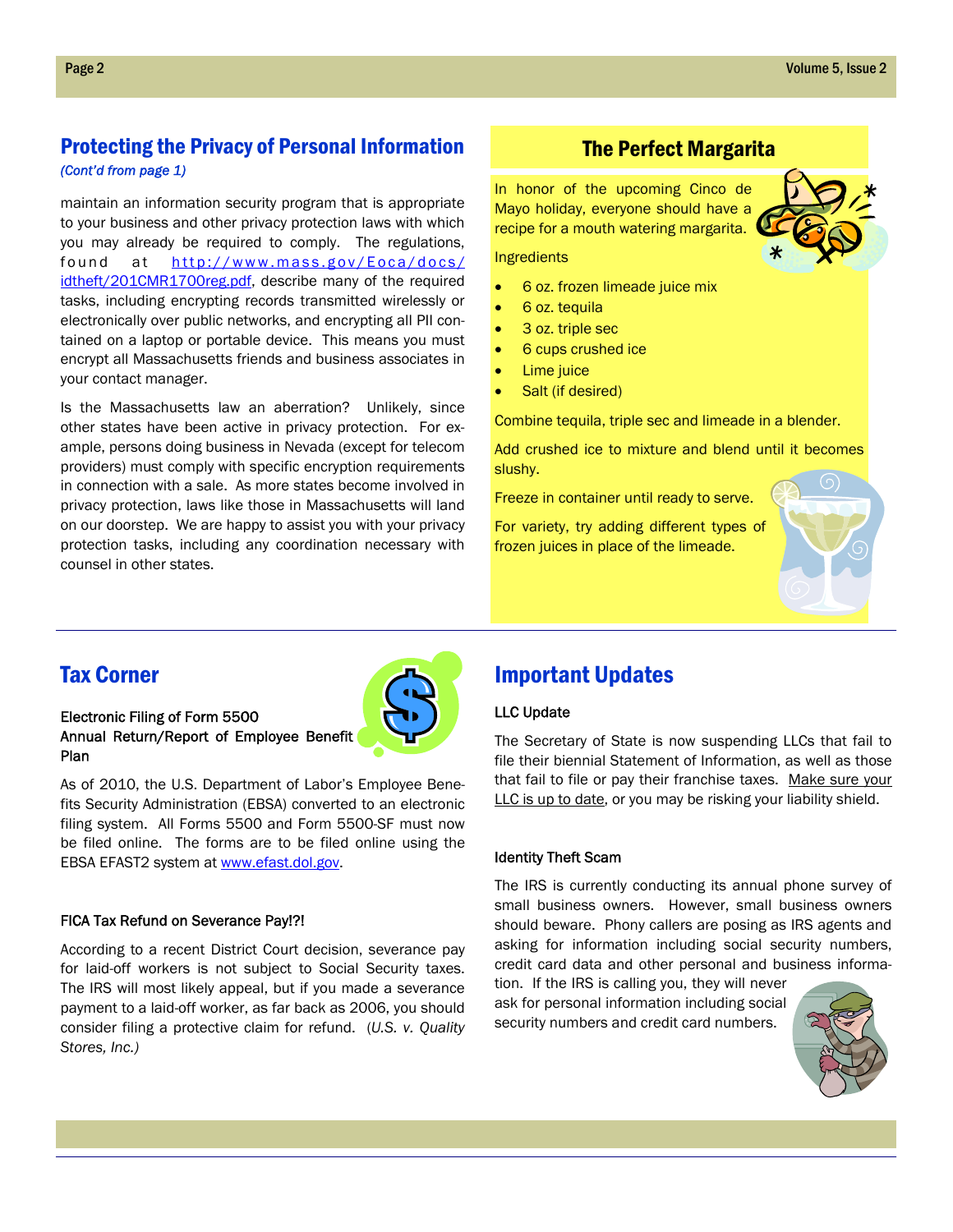## Protecting the Privacy of Personal Information

*(Cont'd from page 1)*

maintain an information security program that is appropriate to your business and other privacy protection laws with which you may already be required to comply. The regulations, found at http://www.mass.gov/Eoca/docs/idtheft/201CMR1700reg.pdf, describe many of the required tasks, including encrypting records transmitted wirelessly or electronically over public networks, and encrypting all PII contained on a laptop or portable device. This means you must encrypt all Massachusetts friends and business associates in your contact manager.

Is the Massachusetts law an aberration? Unlikely, since other states have been active in privacy protection. For example, persons doing business in Nevada (except for telecom providers) must comply with specific encryption requirements in connection with a sale. As more states become involved in privacy protection, laws like those in Massachusetts will land on our doorstep. We are happy to assist you with your privacy protection tasks, including any coordination necessary with counsel in other states.

## The Perfect Margarita

In honor of the upcoming Cinco de Mayo holiday, everyone should have a recipe for a mouth watering margarita.

Ingredients

- 6 oz. frozen limeade juice mix
- 6 oz. tequila
- 3 oz. triple sec
- 6 cups crushed ice
- Lime juice
- Salt (if desired)

Combine tequila, triple sec and limeade in a blender.

Add crushed ice to mixture and blend until it becomes slushy.

Freeze in container until ready to serve.

For variety, try adding different types of frozen juices in place of the limeade.

## Tax Corner

**Electronic Filing of Form 5500 Annual Return/Report of Employee Benefit Plan**

As of 2010, the U.S. Department of Labor's Employee Benefits Security Administration (EBSA) converted to an electronic filing system. All Forms 5500 and Form 5500-SF must now be filed online. The forms are to be filed online using the EBSA EFAST2 system at www.efast.dol.gov.

**FICA Tax Refund on Severance Pay!?!**

According to a recent District Court decision, severance pay for laid-off workers is not subject to Social Security taxes. The IRS will most likely appeal, but if you made a severance payment to a laid-off worker, as far back as 2006, you should consider filing a protective claim for refund. (*U.S. v. Quality Stores, Inc.)*

## Important Updates

**LLC Update**

The Secretary of State is now suspending LLCs that fail to file their biennial Statement of Information, as well as those that fail to file or pay their franchise taxes. Make sure your LLC is up to date, or you may be risking your liability shield.

**Identity Theft Scam**

The IRS is currently conducting its annual phone survey of small business owners. However, small business owners should beware. Phony callers are posing as IRS agents and asking for information including social security numbers, credit card data and other personal and business information. If the IRS is calling you, they will never ask for personal information including social security numbers and credit card numbers.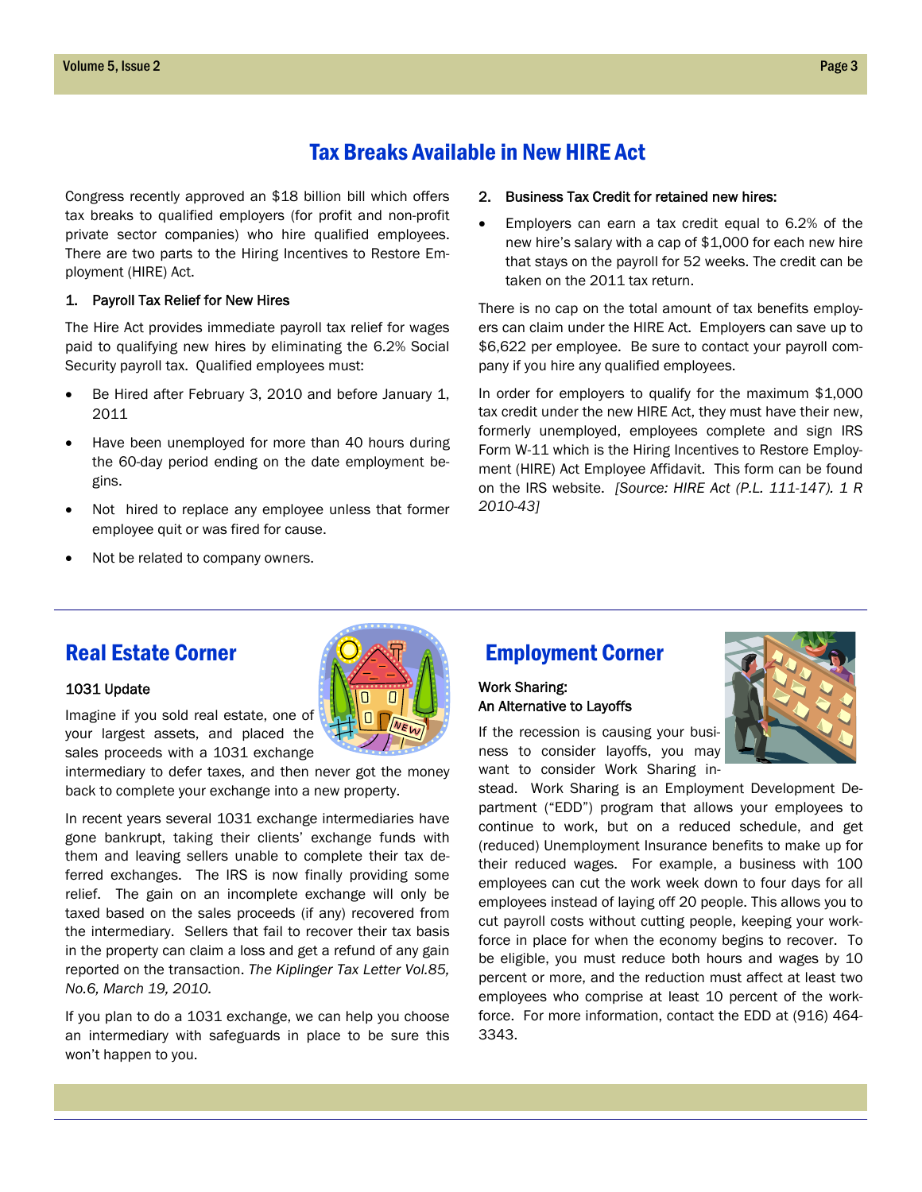# Tax Breaks Available in New HIRE Act

Congress recently approved an $18 billion bill which offers tax breaks to qualified employers (for profit and non-profit private sector companies) who hire qualified employees. There are two parts to the Hiring Incentives to Restore Employment (HIRE) Act.

1. Payroll Tax Relief for New Hires

The Hire Act provides immediate payroll tax relief for wages paid to qualifying new hires by eliminating the 6.2% Social Security payroll tax. Qualified employees must:

- Be Hired after February 3, 2010 and before January 1, 2011
- Have been unemployed for more than 40 hours during the 60-day period ending on the date employment begins.
- Not hired to replace any employee unless that former employee quit or was fired for cause.
- Not be related to company owners.

2. Business Tax Credit for retained new hires:

- Employers can earn a tax credit equal to 6.2% of the new hire's salary with a cap of $1,000 for each new hire that stays on the payroll for 52 weeks. The credit can be taken on the 2011 tax return.

There is no cap on the total amount of tax benefits employers can claim under the HIRE Act. Employers can save up to $6,622 per employee. Be sure to contact your payroll company if you hire any qualified employees.

In order for employers to qualify for the maximum $1,000 tax credit under the new HIRE Act, they must have their new, formerly unemployed, employees complete and sign IRS Form W-11 which is the Hiring Incentives to Restore Employment (HIRE) Act Employee Affidavit. This form can be found on the IRS website. *[Source: HIRE Act (P.L. 111-147). 1 R 2010-43]*

## Real Estate Corner

1031 Update

Imagine if you sold real estate, one of your largest assets, and placed the sales proceeds with a 1031 exchange intermediary to defer taxes, and then never got the money back to complete your exchange into a new property.

In recent years several 1031 exchange intermediaries have gone bankrupt, taking their clients' exchange funds with them and leaving sellers unable to complete their tax deferred exchanges. The IRS is now finally providing some relief. The gain on an incomplete exchange will only be taxed based on the sales proceeds (if any) recovered from the intermediary. Sellers that fail to recover their tax basis in the property can claim a loss and get a refund of any gain reported on the transaction. *The Kiplinger Tax Letter Vol.85, No.6, March 19, 2010.*

If you plan to do a 1031 exchange, we can help you choose an intermediary with safeguards in place to be sure this won't happen to you.

## Employment Corner

Work Sharing:
An Alternative to Layoffs

If the recession is causing your business to consider layoffs, you may want to consider Work Sharing instead. Work Sharing is an Employment Development Department ("EDD") program that allows your employees to continue to work, but on a reduced schedule, and get (reduced) Unemployment Insurance benefits to make up for their reduced wages. For example, a business with 100 employees can cut the work week down to four days for all employees instead of laying off 20 people. This allows you to cut payroll costs without cutting people, keeping your workforce in place for when the economy begins to recover. To be eligible, you must reduce both hours and wages by 10 percent or more, and the reduction must affect at least two employees who comprise at least 10 percent of the workforce. For more information, contact the EDD at (916) 464-3343.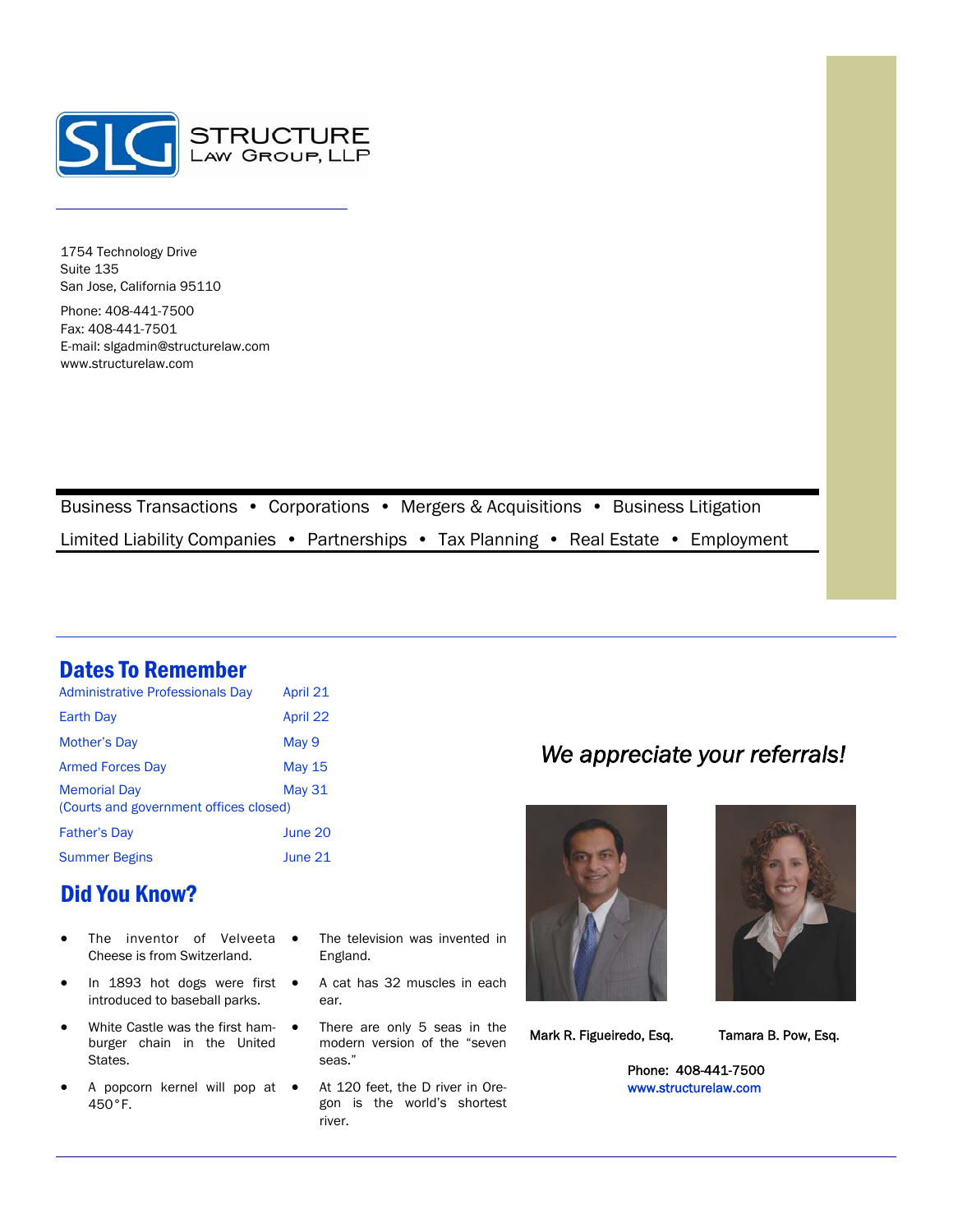STRUCTURE LAW GROUP, LLP

1754 Technology Drive
Suite 135
San Jose, California 95110

Phone: 408-441-7500
Fax: 408-441-7501
E-mail: slgadmin@structurelaw.com
www.structurelaw.com

Business Transactions • Corporations • Mergers & Acquisitions • Business Litigation

Limited Liability Companies • Partnerships • Tax Planning • Real Estate • Employment

## Dates To Remember

| | |
|---|---|
| Administrative Professionals Day | April 21 |
| Earth Day | April 22 |
| Mother's Day | May 9 |
| Armed Forces Day | May 15 |
| Memorial Day (Courts and government offices closed) | May 31 |
| Father's Day | June 20 |
| Summer Begins | June 21 |

## Did You Know?

- The inventor of Velveeta Cheese is from Switzerland.
- In 1893 hot dogs were first introduced to baseball parks.
- White Castle was the first hamburger chain in the United States.
- A popcorn kernel will pop at 450°F.
- The television was invented in England.
- A cat has 32 muscles in each ear.
- There are only 5 seas in the modern version of the "seven seas."
- At 120 feet, the D river in Oregon is the world's shortest river.

*We appreciate your referrals!*

Mark R. Figueiredo, Esq.

Tamara B. Pow, Esq.

Phone: 408-441-7500
www.structurelaw.com